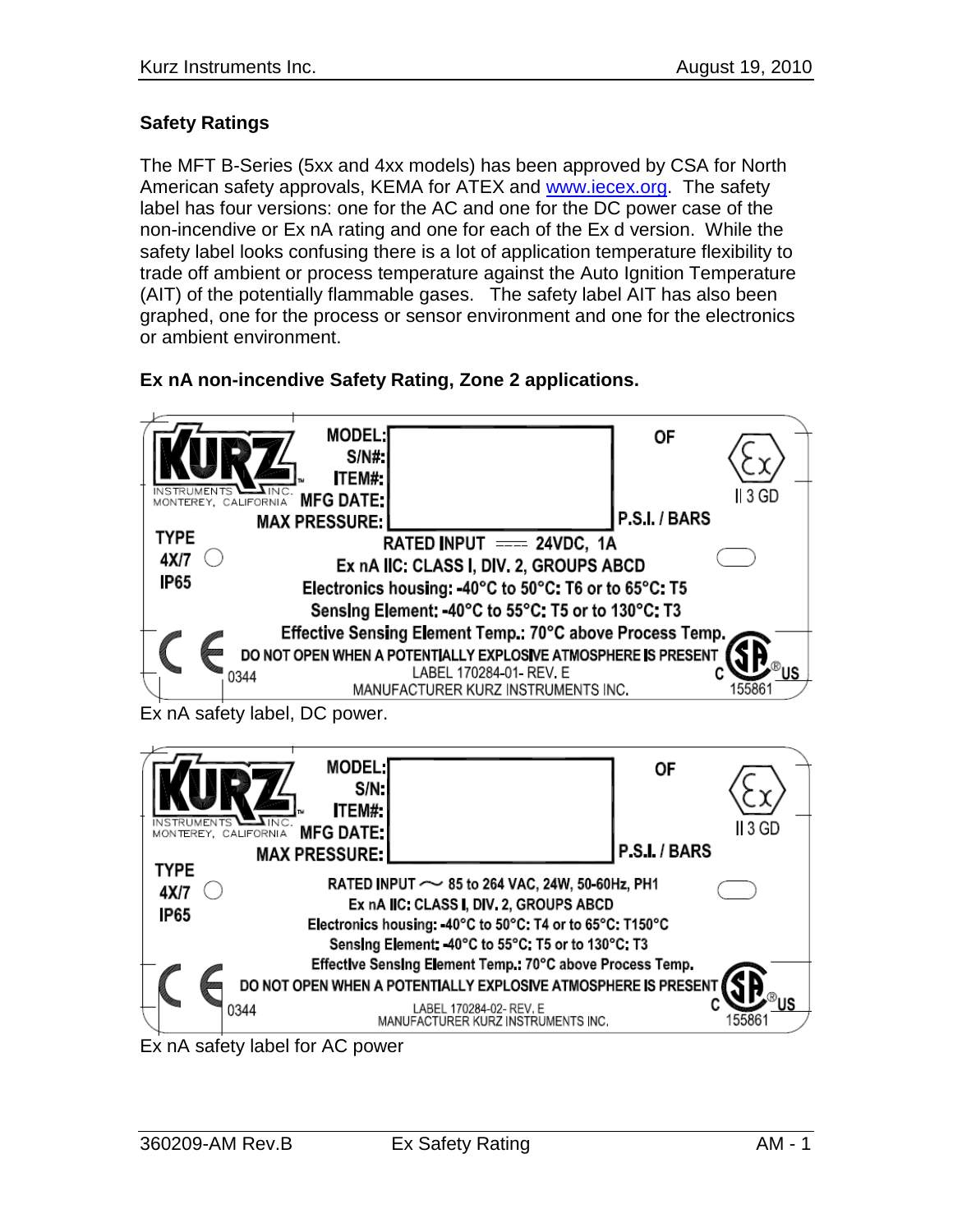## Safety Ratings

The MFT B-Series (5xx and 4xx models) has been approved by CSA for North American safety approvals, KEMA for ATEX and www.iecex.org. The safety label has four versions: one for the AC and one for the DC power case of the non-incendive or Ex nA rating and one for each of the Ex d version. While the safety label looks confusing there is a lot of application temperature flexibility to trade off ambient or process temperature against the Auto Ignition Temperature (AIT) of the potentially flammable gases. The safety label AIT has also been graphed, one for the process or sensor environment and one for the electronics or ambient environment.

### Ex nA non-incendive Safety Rating, Zone 2 applications.

KURZ INSTRUMENTS INC. MONTEREY, CALIFORNIA

MODEL:
S/N#:
ITEM#:
MFG DATE:
MAX PRESSURE: P.S.I. / BARS

OF

II 3 GD

TYPE 4X/7 IP65

RATED INPUT ⎓ 24VDC, 1A
Ex nA IIC: CLASS I, DIV. 2, GROUPS ABCD
Electronics housing: -40°C to 50°C: T6 or to 65°C: T5
Sensing Element: -40°C to 55°C: T5 or to 130°C: T3
Effective Sensing Element Temp.: 70°C above Process Temp.
DO NOT OPEN WHEN A POTENTIALLY EXPLOSIVE ATMOSPHERE IS PRESENT

CE 0344

LABEL 170284-01- REV. E
MANUFACTURER KURZ INSTRUMENTS INC.

C SP US 155861

Ex nA safety label, DC power.

KURZ INSTRUMENTS INC. MONTEREY, CALIFORNIA

MODEL:
S/N:
ITEM#:
MFG DATE:
MAX PRESSURE: P.S.I. / BARS

OF

II 3 GD

TYPE 4X/7 IP65

RATED INPUT ~ 85 to 264 VAC, 24W, 50-60Hz, PH1
Ex nA IIC: CLASS I, DIV. 2, GROUPS ABCD
Electronics housing: -40°C to 50°C: T4 or to 65°C: T150°C
Sensing Element: -40°C to 55°C: T5 or to 130°C: T3
Effective Sensing Element Temp.: 70°C above Process Temp.
DO NOT OPEN WHEN A POTENTIALLY EXPLOSIVE ATMOSPHERE IS PRESENT

CE 0344

LABEL 170284-02- REV. E
MANUFACTURER KURZ INSTRUMENTS INC.

C SP US 155861

Ex nA safety label for AC power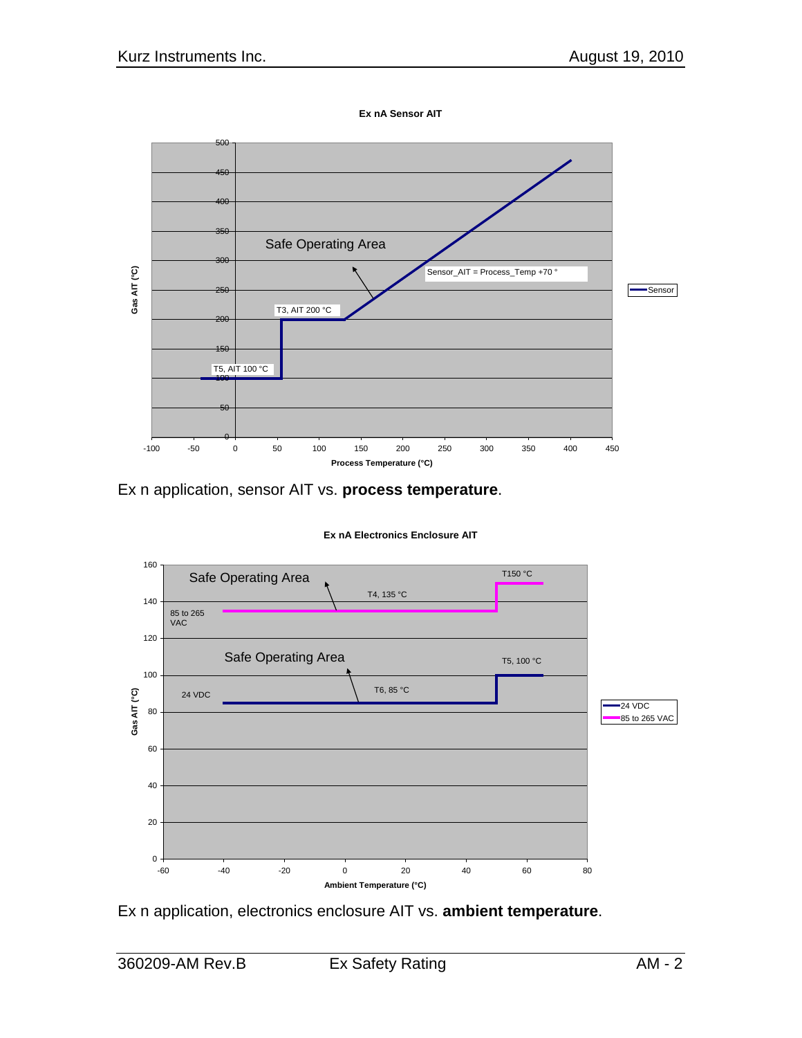**Ex nA Sensor AIT**

Safe Operating Area

Sensor_AIT = Process_Temp +70 °

T3, AIT 200 °C

T5, AIT 100 °C

Gas AIT (°C)

Process Temperature (°C)

Sensor

Ex n application, sensor AIT vs. **process temperature**.

**Ex nA Electronics Enclosure AIT**

Safe Operating Area

T150 °C

T4, 135 °C

85 to 265 VAC

Safe Operating Area

T5, 100 °C

T6, 85 °C

24 VDC

Gas AIT (°C)

Ambient Temperature (°C)

24 VDC

85 to 265 VAC

Ex n application, electronics enclosure AIT vs. **ambient temperature**.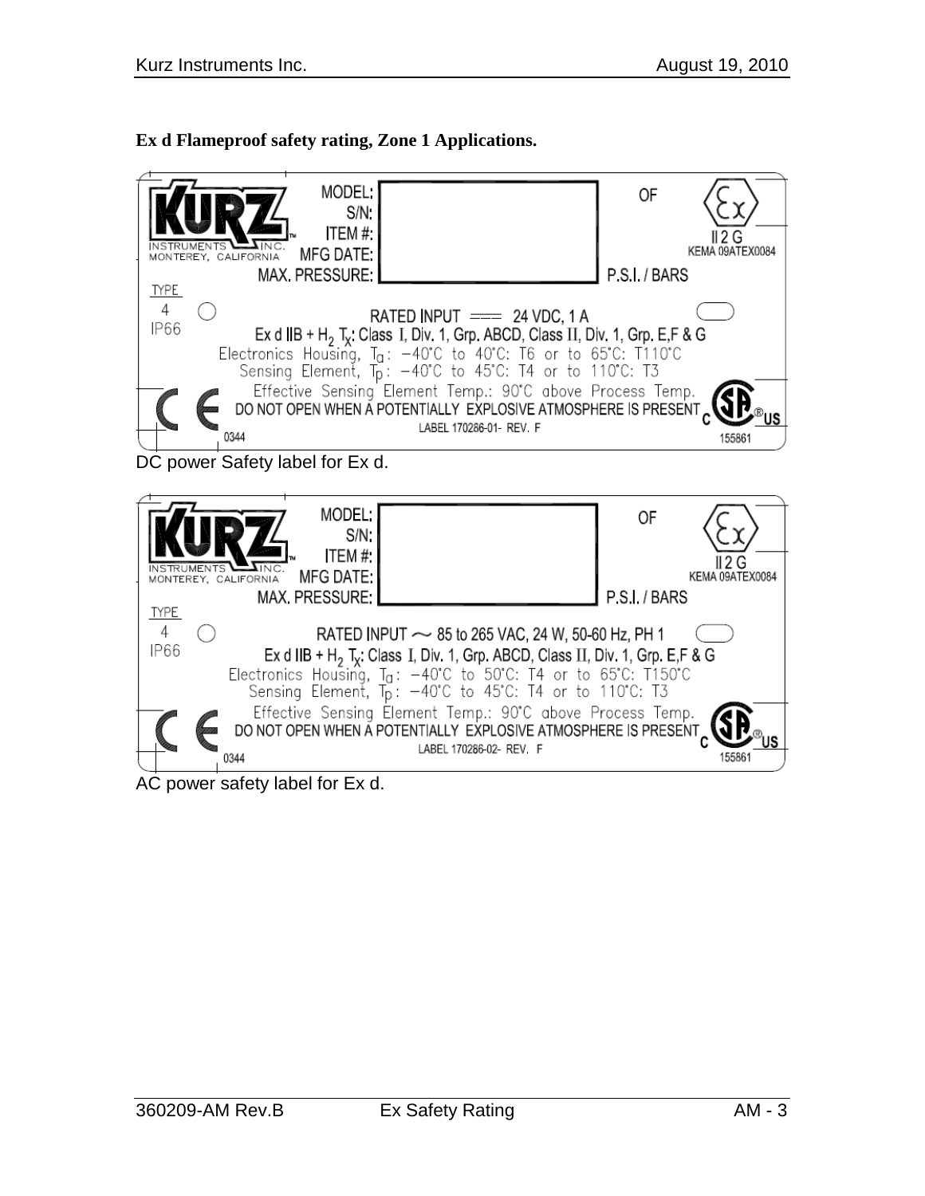**Ex d Flameproof safety rating, Zone 1 Applications.**

KURZ INSTRUMENTS INC. MONTEREY, CALIFORNIA

MODEL:
S/N:
ITEM #:
MFG DATE:
MAX. PRESSURE: P.S.I. / BARS

OF

II 2 G
KEMA 09ATEX0084

TYPE 4
IP66

RATED INPUT ═══ 24 VDC, 1 A

Ex d IIB + $H_2$ $T_X$: Class I, Div. 1, Grp. ABCD, Class II, Div. 1, Grp. E,F & G

Electronics Housing, $T_a$: −40°C to 40°C: T6 or to 65°C: T110°C

Sensing Element, $T_p$: −40°C to 45°C: T4 or to 110°C: T3

Effective Sensing Element Temp.: 90°C above Process Temp.

DO NOT OPEN WHEN A POTENTIALLY EXPLOSIVE ATMOSPHERE IS PRESENT

LABEL 170286-01- REV. F

0344

155861

DC power Safety label for Ex d.

KURZ INSTRUMENTS INC. MONTEREY, CALIFORNIA

MODEL:
S/N:
ITEM #:
MFG DATE:
MAX. PRESSURE: P.S.I. / BARS

OF

II 2 G
KEMA 09ATEX0084

TYPE 4
IP66

RATED INPUT ∼ 85 to 265 VAC, 24 W, 50-60 Hz, PH 1

Ex d IIB + $H_2$ $T_X$: Class I, Div. 1, Grp. ABCD, Class II, Div. 1, Grp. E,F & G

Electronics Housing, $T_a$: −40°C to 50°C: T4 or to 65°C: T150°C

Sensing Element, $T_p$: −40°C to 45°C: T4 or to 110°C: T3

Effective Sensing Element Temp.: 90°C above Process Temp.

DO NOT OPEN WHEN A POTENTIALLY EXPLOSIVE ATMOSPHERE IS PRESENT

LABEL 170286-02- REV. F

0344

155861

AC power safety label for Ex d.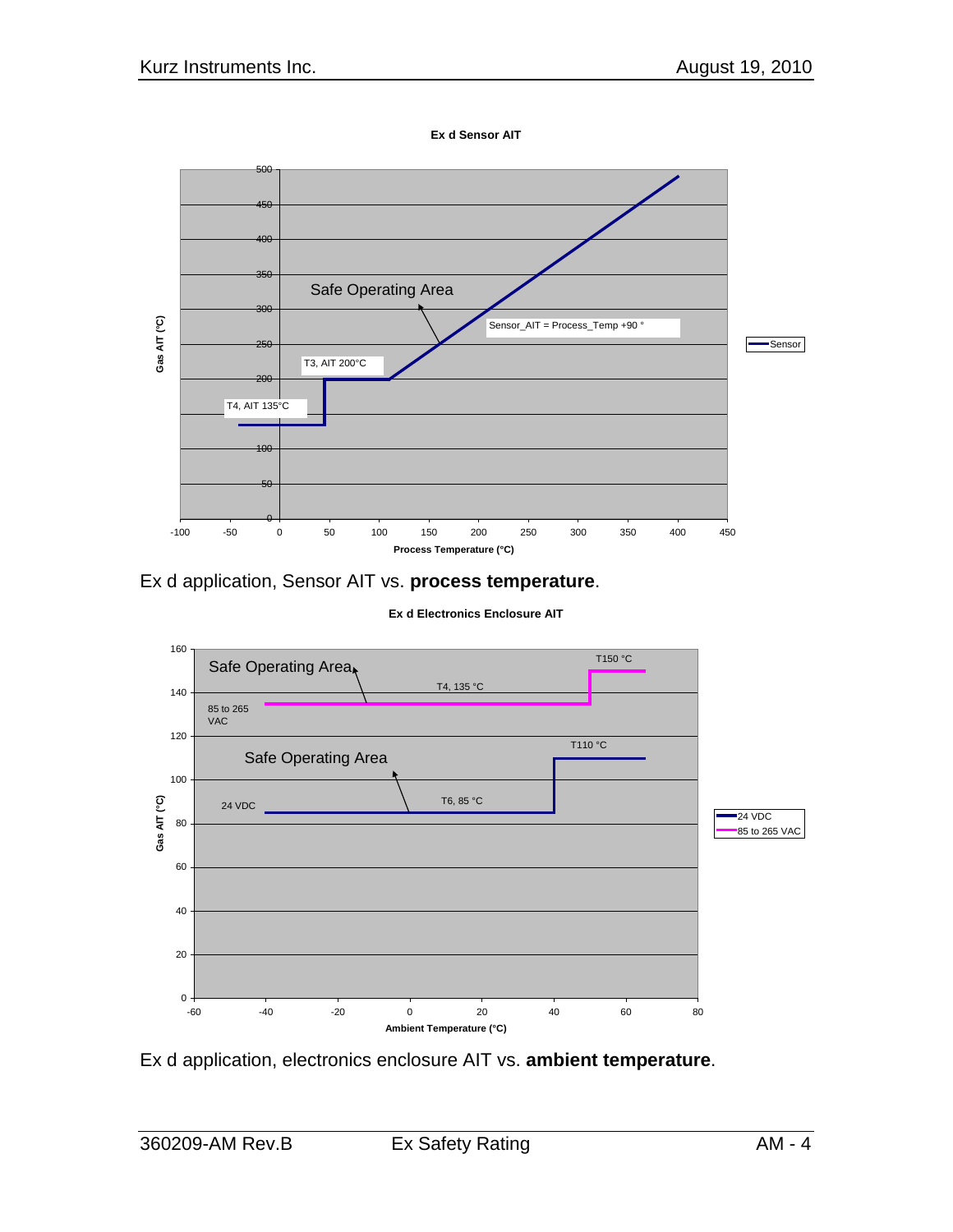**Ex d Sensor AIT**

Ex d application, Sensor AIT vs. **process temperature**.

**Ex d Electronics Enclosure AIT**

Ex d application, electronics enclosure AIT vs. **ambient temperature**.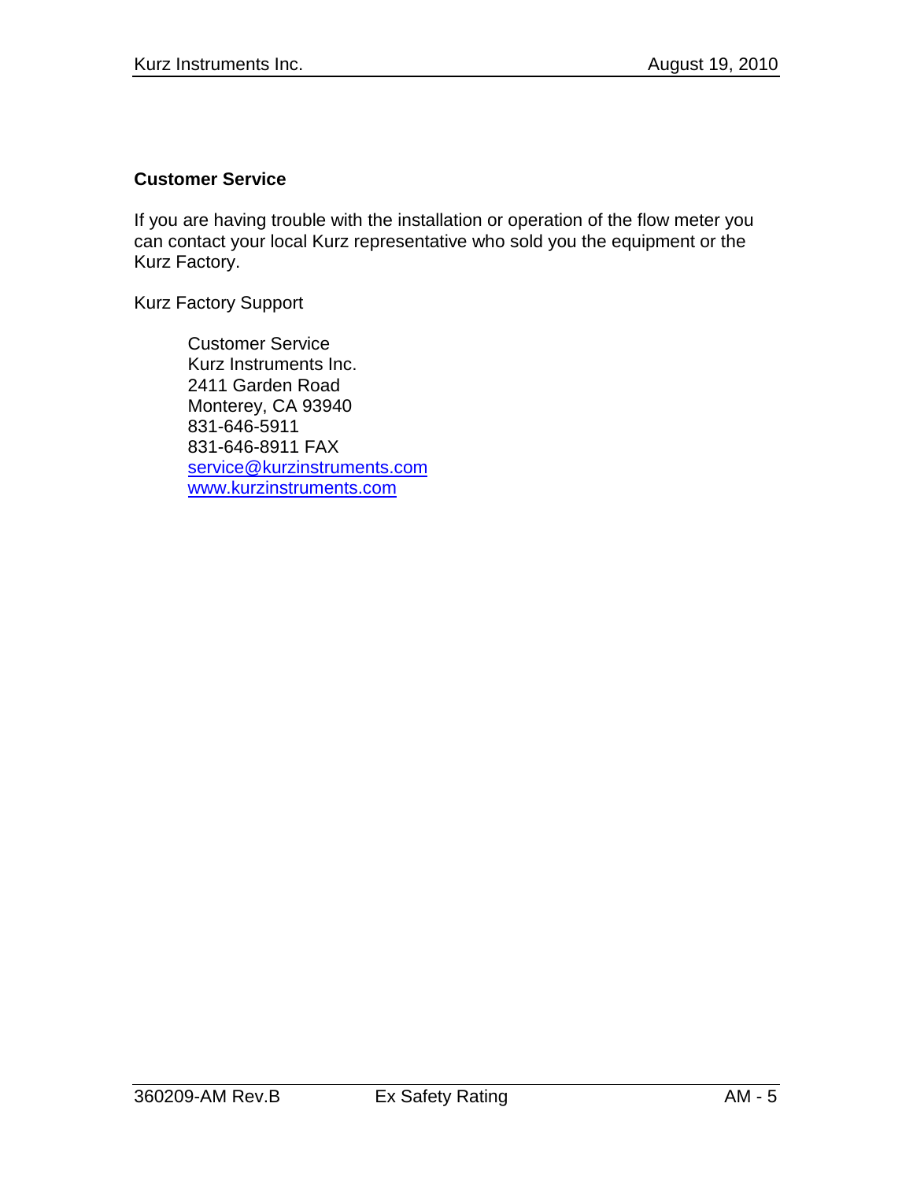## Customer Service

If you are having trouble with the installation or operation of the flow meter you can contact your local Kurz representative who sold you the equipment or the Kurz Factory.

Kurz Factory Support

Customer Service  
Kurz Instruments Inc.  
2411 Garden Road  
Monterey, CA 93940  
831-646-5911  
831-646-8911 FAX  
service@kurzinstruments.com  
www.kurzinstruments.com